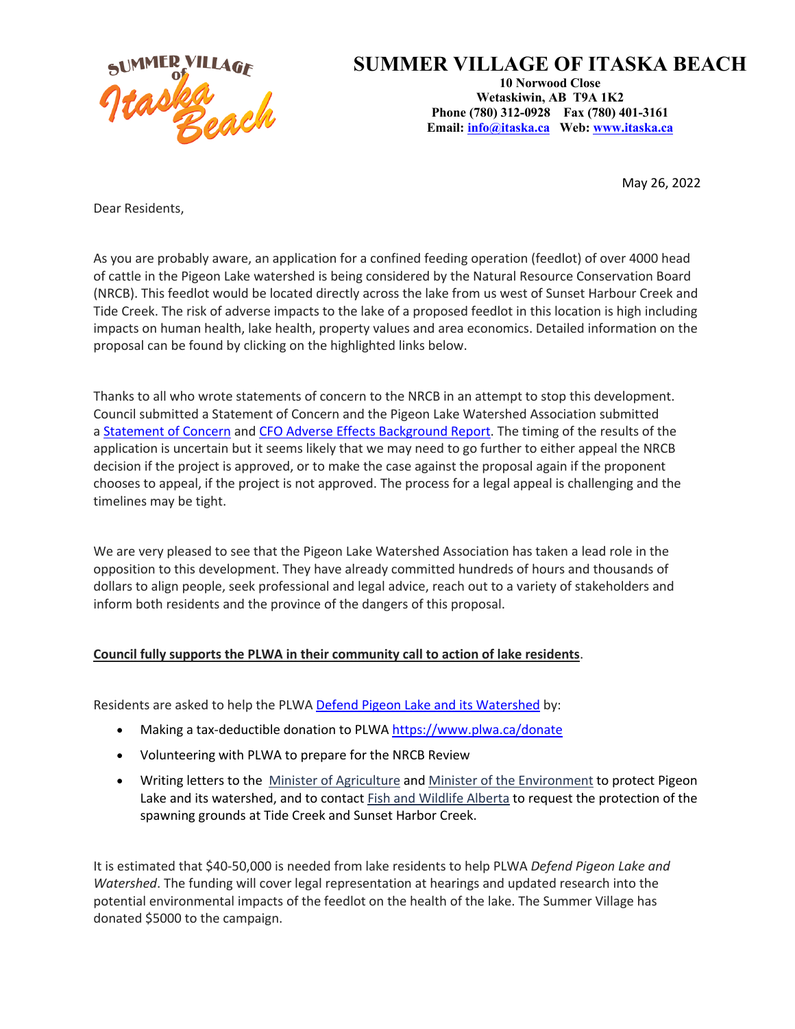# SUMMER VILLAGE OF ITASKA BEACH

**10 Norwood Close**
**Wetaskiwin, AB T9A 1K2**
**Phone (780) 312-0928 Fax (780) 401-3161**
**Email: info@itaska.ca Web: www.itaska.ca**

May 26, 2022

Dear Residents,

As you are probably aware, an application for a confined feeding operation (feedlot) of over 4000 head of cattle in the Pigeon Lake watershed is being considered by the Natural Resource Conservation Board (NRCB). This feedlot would be located directly across the lake from us west of Sunset Harbour Creek and Tide Creek. The risk of adverse impacts to the lake of a proposed feedlot in this location is high including impacts on human health, lake health, property values and area economics. Detailed information on the proposal can be found by clicking on the highlighted links below.

Thanks to all who wrote statements of concern to the NRCB in an attempt to stop this development. Council submitted a Statement of Concern and the Pigeon Lake Watershed Association submitted a Statement of Concern and CFO Adverse Effects Background Report. The timing of the results of the application is uncertain but it seems likely that we may need to go further to either appeal the NRCB decision if the project is approved, or to make the case against the proposal again if the proponent chooses to appeal, if the project is not approved. The process for a legal appeal is challenging and the timelines may be tight.

We are very pleased to see that the Pigeon Lake Watershed Association has taken a lead role in the opposition to this development. They have already committed hundreds of hours and thousands of dollars to align people, seek professional and legal advice, reach out to a variety of stakeholders and inform both residents and the province of the dangers of this proposal.

**Council fully supports the PLWA in their community call to action of lake residents**.

Residents are asked to help the PLWA Defend Pigeon Lake and its Watershed by:

- Making a tax-deductible donation to PLWA https://www.plwa.ca/donate
- Volunteering with PLWA to prepare for the NRCB Review
- Writing letters to the Minister of Agriculture and Minister of the Environment to protect Pigeon Lake and its watershed, and to contact Fish and Wildlife Alberta to request the protection of the spawning grounds at Tide Creek and Sunset Harbor Creek.

It is estimated that $40-50,000 is needed from lake residents to help PLWA *Defend Pigeon Lake and Watershed*. The funding will cover legal representation at hearings and updated research into the potential environmental impacts of the feedlot on the health of the lake. The Summer Village has donated $5000 to the campaign.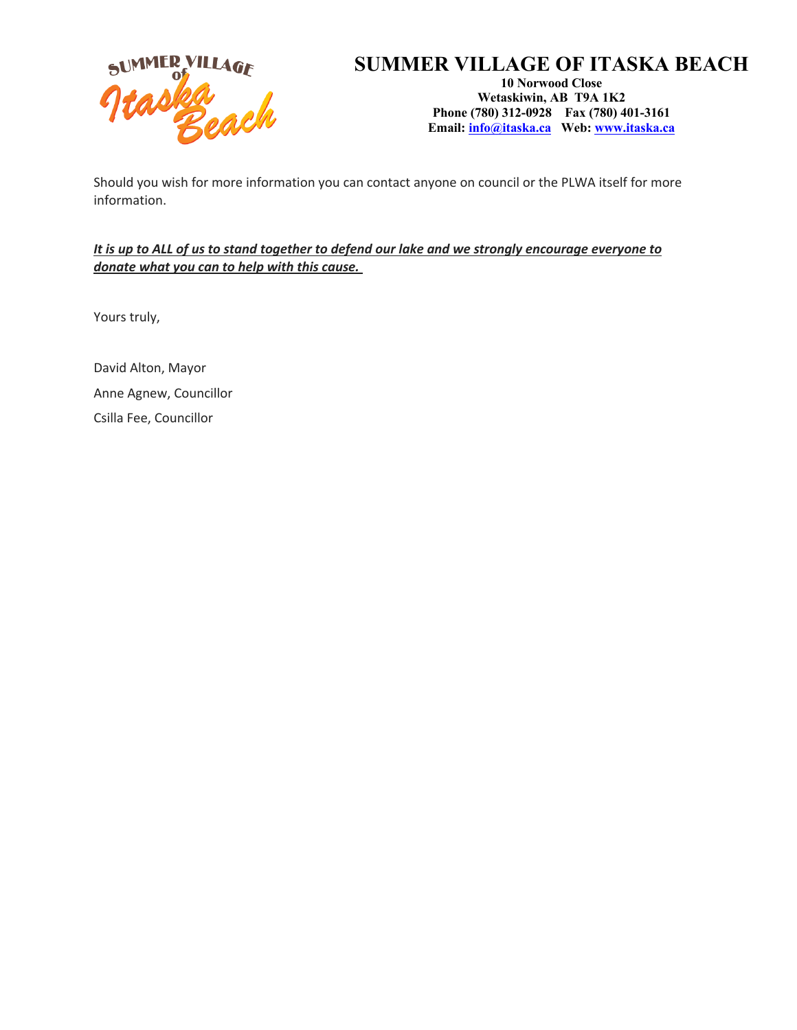# SUMMER VILLAGE OF ITASKA BEACH

**10 Norwood Close**
**Wetaskiwin, AB T9A 1K2**
**Phone (780) 312-0928 Fax (780) 401-3161**
**Email: info@itaska.ca Web: www.itaska.ca**

Should you wish for more information you can contact anyone on council or the PLWA itself for more information.

***It is up to ALL of us to stand together to defend our lake and we strongly encourage everyone to donate what you can to help with this cause.***

Yours truly,

David Alton, Mayor

Anne Agnew, Councillor

Csilla Fee, Councillor